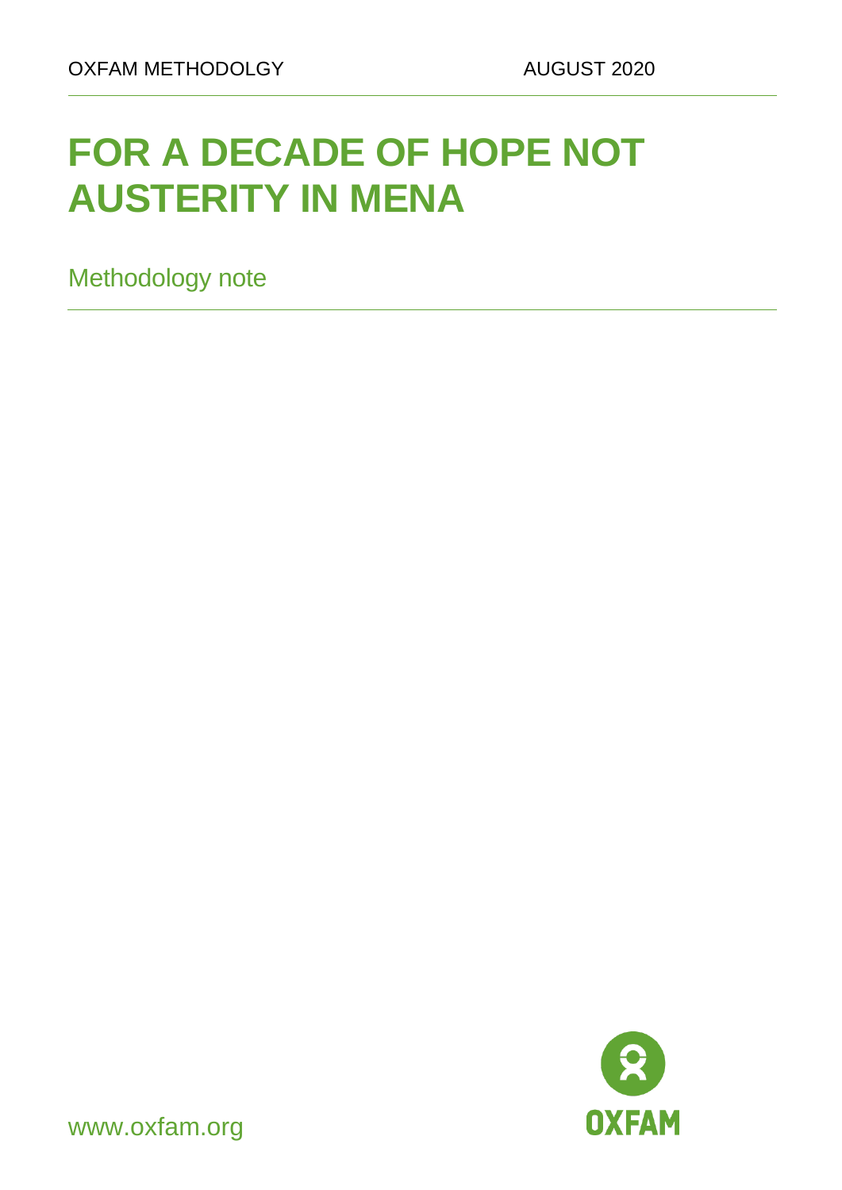OXFAM METHODOLGY AUGUST 2020

# FOR A DECADE OF HOPE NOT AUSTERITY IN MENA

Methodology note

www.oxfam.org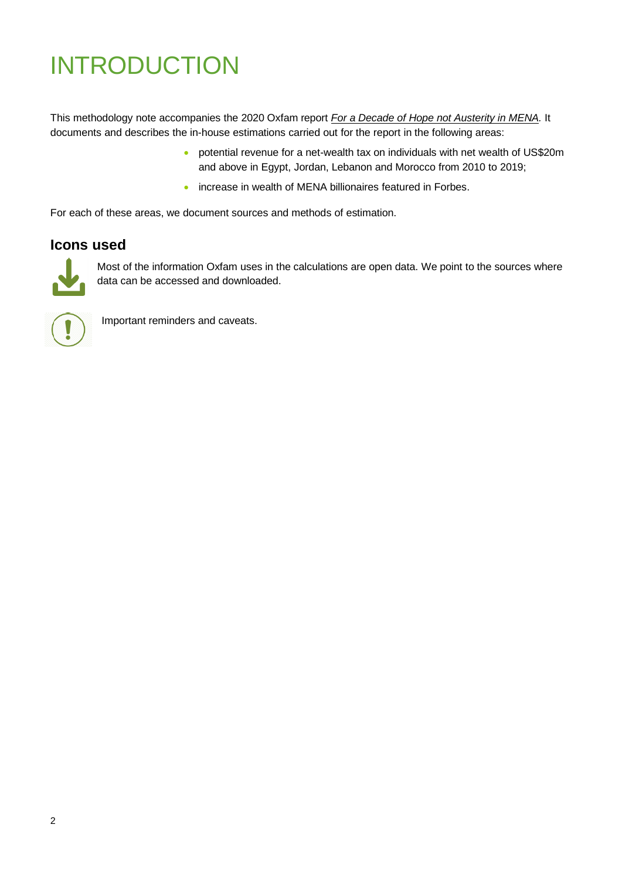# INTRODUCTION

This methodology note accompanies the 2020 Oxfam report *For a Decade of Hope not Austerity in MENA*. It documents and describes the in-house estimations carried out for the report in the following areas:

- potential revenue for a net-wealth tax on individuals with net wealth of US$20m and above in Egypt, Jordan, Lebanon and Morocco from 2010 to 2019;
- increase in wealth of MENA billionaires featured in Forbes.

For each of these areas, we document sources and methods of estimation.

## Icons used

Most of the information Oxfam uses in the calculations are open data. We point to the sources where data can be accessed and downloaded.

Important reminders and caveats.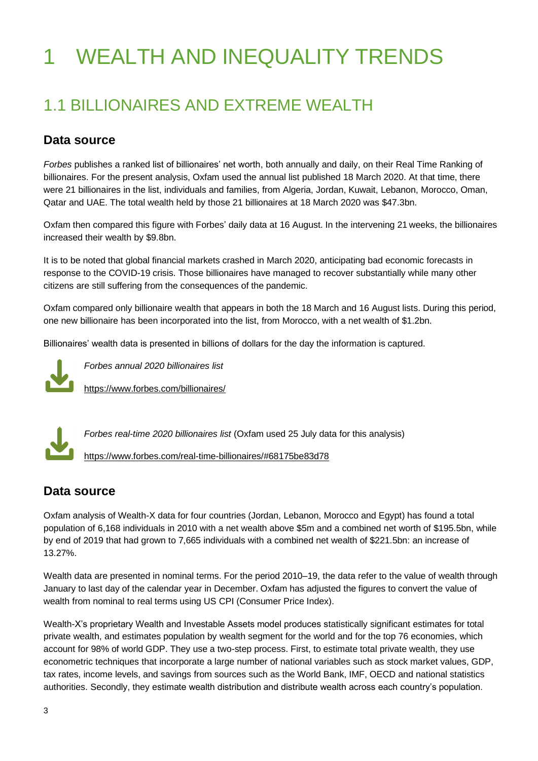# 1 WEALTH AND INEQUALITY TRENDS

## 1.1 BILLIONAIRES AND EXTREME WEALTH

### Data source

*Forbes* publishes a ranked list of billionaires' net worth, both annually and daily, on their Real Time Ranking of billionaires. For the present analysis, Oxfam used the annual list published 18 March 2020. At that time, there were 21 billionaires in the list, individuals and families, from Algeria, Jordan, Kuwait, Lebanon, Morocco, Oman, Qatar and UAE. The total wealth held by those 21 billionaires at 18 March 2020 was $47.3bn.

Oxfam then compared this figure with Forbes' daily data at 16 August. In the intervening 21 weeks, the billionaires increased their wealth by $9.8bn.

It is to be noted that global financial markets crashed in March 2020, anticipating bad economic forecasts in response to the COVID-19 crisis. Those billionaires have managed to recover substantially while many other citizens are still suffering from the consequences of the pandemic.

Oxfam compared only billionaire wealth that appears in both the 18 March and 16 August lists. During this period, one new billionaire has been incorporated into the list, from Morocco, with a net wealth of $1.2bn.

Billionaires' wealth data is presented in billions of dollars for the day the information is captured.

*Forbes annual 2020 billionaires list*

https://www.forbes.com/billionaires/

*Forbes real-time 2020 billionaires list* (Oxfam used 25 July data for this analysis)

https://www.forbes.com/real-time-billionaires/#68175be83d78

### Data source

Oxfam analysis of Wealth-X data for four countries (Jordan, Lebanon, Morocco and Egypt) has found a total population of 6,168 individuals in 2010 with a net wealth above $5m and a combined net worth of $195.5bn, while by end of 2019 that had grown to 7,665 individuals with a combined net wealth of $221.5bn: an increase of 13.27%.

Wealth data are presented in nominal terms. For the period 2010–19, the data refer to the value of wealth through January to last day of the calendar year in December. Oxfam has adjusted the figures to convert the value of wealth from nominal to real terms using US CPI (Consumer Price Index).

Wealth-X's proprietary Wealth and Investable Assets model produces statistically significant estimates for total private wealth, and estimates population by wealth segment for the world and for the top 76 economies, which account for 98% of world GDP. They use a two-step process. First, to estimate total private wealth, they use econometric techniques that incorporate a large number of national variables such as stock market values, GDP, tax rates, income levels, and savings from sources such as the World Bank, IMF, OECD and national statistics authorities. Secondly, they estimate wealth distribution and distribute wealth across each country's population.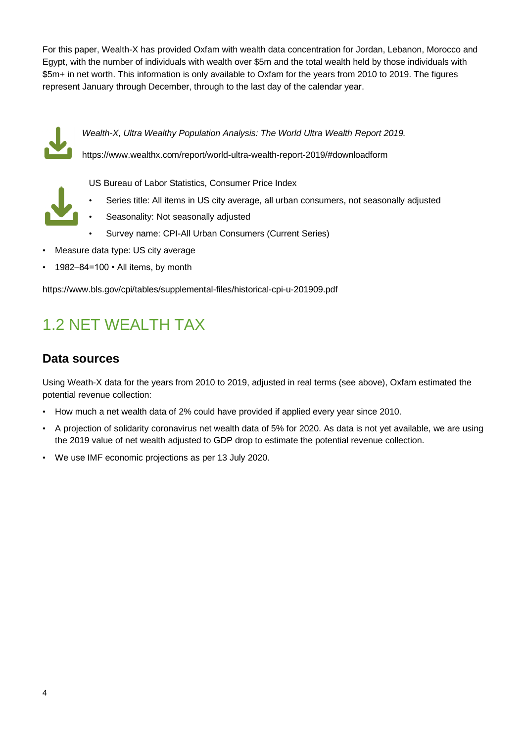For this paper, Wealth-X has provided Oxfam with wealth data concentration for Jordan, Lebanon, Morocco and Egypt, with the number of individuals with wealth over $5m and the total wealth held by those individuals with $5m+ in net worth. This information is only available to Oxfam for the years from 2010 to 2019. The figures represent January through December, through to the last day of the calendar year.

*Wealth-X, Ultra Wealthy Population Analysis: The World Ultra Wealth Report 2019.*

https://www.wealthx.com/report/world-ultra-wealth-report-2019/#downloadform

US Bureau of Labor Statistics, Consumer Price Index

- Series title: All items in US city average, all urban consumers, not seasonally adjusted
- Seasonality: Not seasonally adjusted
- Survey name: CPI-All Urban Consumers (Current Series)
- Measure data type: US city average
- 1982–84=100 • All items, by month

https://www.bls.gov/cpi/tables/supplemental-files/historical-cpi-u-201909.pdf

# 1.2 NET WEALTH TAX

## Data sources

Using Weath-X data for the years from 2010 to 2019, adjusted in real terms (see above), Oxfam estimated the potential revenue collection:

- How much a net wealth data of 2% could have provided if applied every year since 2010.
- A projection of solidarity coronavirus net wealth data of 5% for 2020. As data is not yet available, we are using the 2019 value of net wealth adjusted to GDP drop to estimate the potential revenue collection.
- We use IMF economic projections as per 13 July 2020.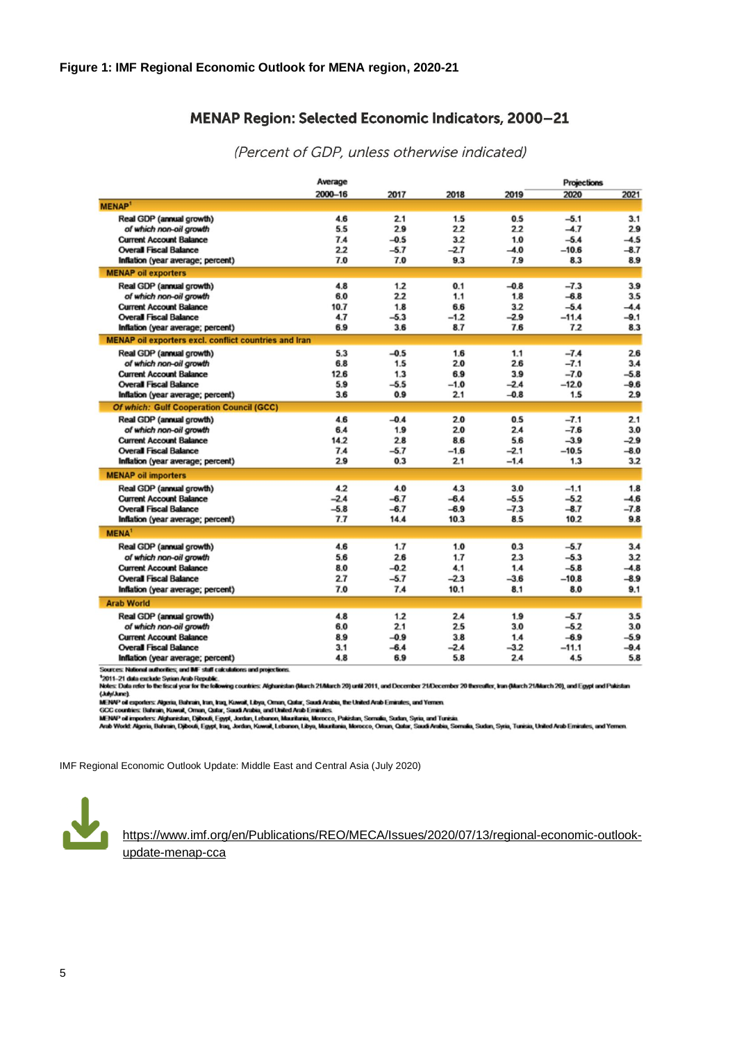**Figure 1: IMF Regional Economic Outlook for MENA region, 2020-21**

## MENAP Region: Selected Economic Indicators, 2000–21

*(Percent of GDP, unless otherwise indicated)*

| | Average | | | | Projections | |
|---|---|---|---|---|---|---|
| | 2000–16 | 2017 | 2018 | 2019 | 2020 | 2021 |
| **MENAP[1]** | | | | | | |
| Real GDP (annual growth) | 4.6 | 2.1 | 1.5 | 0.5 | –5.1 | 3.1 |
| *of which non-oil growth* | 5.5 | 2.9 | 2.2 | 2.2 | –4.7 | 2.9 |
| Current Account Balance | 7.4 | –0.5 | 3.2 | 1.0 | –5.4 | –4.5 |
| Overall Fiscal Balance | 2.2 | –5.7 | –2.7 | –4.0 | –10.6 | –8.7 |
| Inflation (year average; percent) | 7.0 | 7.0 | 9.3 | 7.9 | 8.3 | 8.9 |
| **MENAP oil exporters** | | | | | | |
| Real GDP (annual growth) | 4.8 | 1.2 | 0.1 | –0.8 | –7.3 | 3.9 |
| *of which non-oil growth* | 6.0 | 2.2 | 1.1 | 1.8 | –6.8 | 3.5 |
| Current Account Balance | 10.7 | 1.8 | 6.6 | 3.2 | –5.4 | –4.4 |
| Overall Fiscal Balance | 4.7 | –5.3 | –1.2 | –2.9 | –11.4 | –9.1 |
| Inflation (year average; percent) | 6.9 | 3.6 | 8.7 | 7.6 | 7.2 | 8.3 |
| **MENAP oil exporters excl. conflict countries and Iran** | | | | | | |
| Real GDP (annual growth) | 5.3 | –0.5 | 1.6 | 1.1 | –7.4 | 2.6 |
| *of which non-oil growth* | 6.8 | 1.5 | 2.0 | 2.6 | –7.1 | 3.4 |
| Current Account Balance | 12.6 | 1.3 | 6.9 | 3.9 | –7.0 | –5.8 |
| Overall Fiscal Balance | 5.9 | –5.5 | –1.0 | –2.4 | –12.0 | –9.6 |
| Inflation (year average; percent) | 3.6 | 0.9 | 2.1 | –0.8 | 1.5 | 2.9 |
| ***Of which:* Gulf Cooperation Council (GCC)** | | | | | | |
| Real GDP (annual growth) | 4.6 | –0.4 | 2.0 | 0.5 | –7.1 | 2.1 |
| *of which non-oil growth* | 6.4 | 1.9 | 2.0 | 2.4 | –7.6 | 3.0 |
| Current Account Balance | 14.2 | 2.8 | 8.6 | 5.6 | –3.9 | –2.9 |
| Overall Fiscal Balance | 7.4 | –5.7 | –1.6 | –2.1 | –10.5 | –8.0 |
| Inflation (year average; percent) | 2.9 | 0.3 | 2.1 | –1.4 | 1.3 | 3.2 |
| **MENAP oil importers** | | | | | | |
| Real GDP (annual growth) | 4.2 | 4.0 | 4.3 | 3.0 | –1.1 | 1.8 |
| Current Account Balance | –2.4 | –6.7 | –6.4 | –5.5 | –5.2 | –4.6 |
| Overall Fiscal Balance | –5.8 | –6.7 | –6.9 | –7.3 | –8.7 | –7.8 |
| Inflation (year average; percent) | 7.7 | 14.4 | 10.3 | 8.5 | 10.2 | 9.8 |
| **MENA[1]** | | | | | | |
| Real GDP (annual growth) | 4.6 | 1.7 | 1.0 | 0.3 | –5.7 | 3.4 |
| *of which non-oil growth* | 5.6 | 2.6 | 1.7 | 2.3 | –5.3 | 3.2 |
| Current Account Balance | 8.0 | –0.2 | 4.1 | 1.4 | –5.8 | –4.8 |
| Overall Fiscal Balance | 2.7 | –5.7 | –2.3 | –3.6 | –10.8 | –8.9 |
| Inflation (year average; percent) | 7.0 | 7.4 | 10.1 | 8.1 | 8.0 | 9.1 |
| **Arab World** | | | | | | |
| Real GDP (annual growth) | 4.8 | 1.2 | 2.4 | 1.9 | –5.7 | 3.5 |
| *of which non-oil growth* | 6.0 | 2.1 | 2.5 | 3.0 | –5.2 | 3.0 |
| Current Account Balance | 8.9 | –0.9 | 3.8 | 1.4 | –6.9 | –5.9 |
| Overall Fiscal Balance | 3.1 | –6.4 | –2.4 | –3.2 | –11.1 | –9.4 |
| Inflation (year average; percent) | 4.8 | 6.9 | 5.8 | 2.4 | 4.5 | 5.8 |

Sources: National authorities; and IMF staff calculations and projections.
[1]2011–21 data exclude Syrian Arab Republic.
Notes: Data refer to the fiscal year for the following countries: Afghanistan (March 21/March 20) until 2011, and December 21/December 20 thereafter, Iran (March 21/March 20), and Egypt and Pakistan (July/June).
MENAP oil exporters: Algeria, Bahrain, Iran, Iraq, Kuwait, Libya, Oman, Qatar, Saudi Arabia, the United Arab Emirates, and Yemen.
GCC countries: Bahrain, Kuwait, Oman, Qatar, Saudi Arabia, and United Arab Emirates.
MENAP oil importers: Afghanistan, Djibouti, Egypt, Jordan, Lebanon, Mauritania, Morocco, Pakistan, Somalia, Sudan, Syria, and Tunisia.
Arab World: Algeria, Bahrain, Djibouti, Egypt, Iraq, Jordan, Kuwait, Lebanon, Libya, Mauritania, Morocco, Oman, Qatar, Saudi Arabia, Somalia, Sudan, Syria, Tunisia, United Arab Emirates, and Yemen.

IMF Regional Economic Outlook Update: Middle East and Central Asia (July 2020)

https://www.imf.org/en/Publications/REO/MECA/Issues/2020/07/13/regional-economic-outlook-update-menap-cca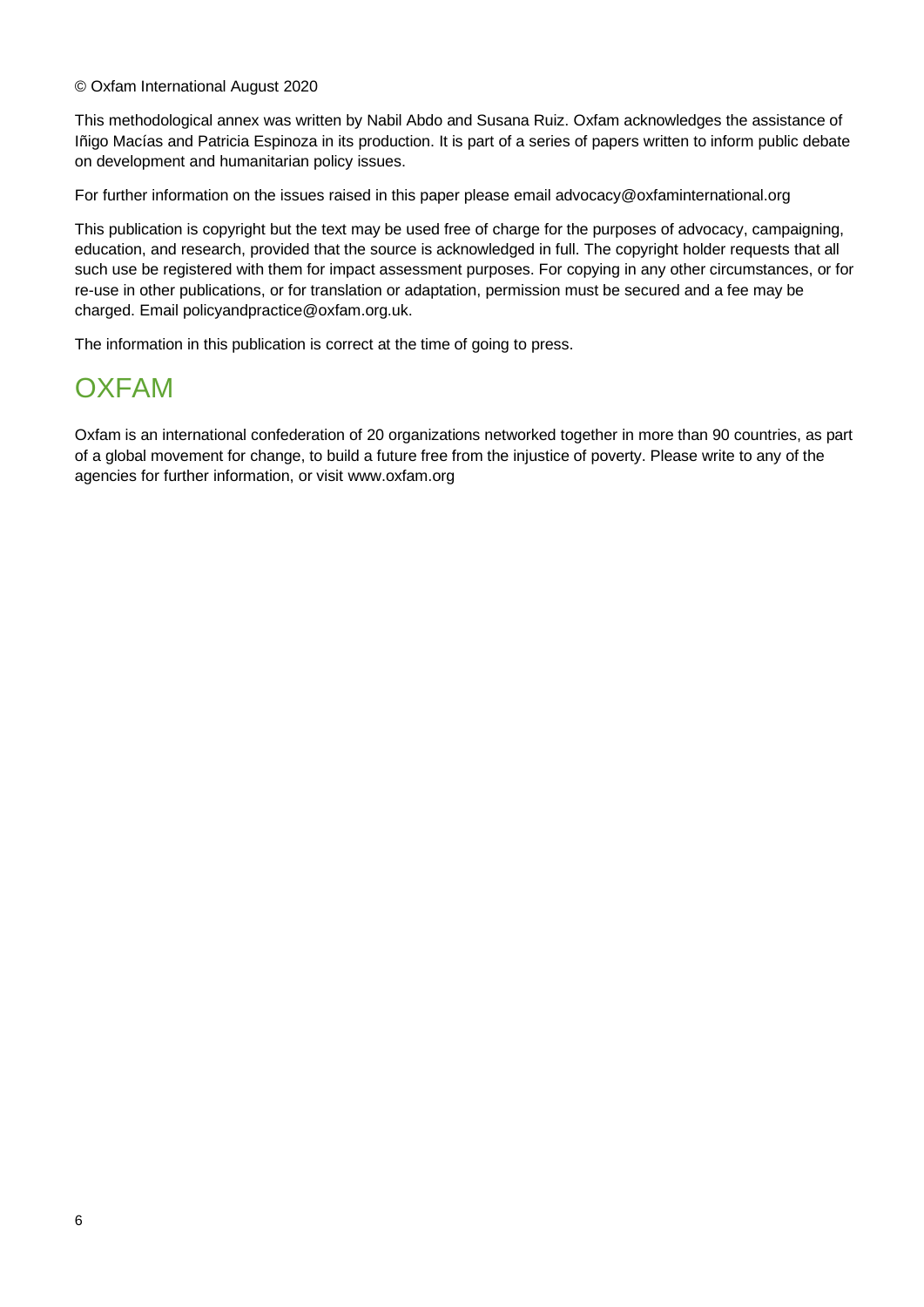© Oxfam International August 2020

This methodological annex was written by Nabil Abdo and Susana Ruiz. Oxfam acknowledges the assistance of Iñigo Macías and Patricia Espinoza in its production. It is part of a series of papers written to inform public debate on development and humanitarian policy issues.

For further information on the issues raised in this paper please email advocacy@oxfaminternational.org

This publication is copyright but the text may be used free of charge for the purposes of advocacy, campaigning, education, and research, provided that the source is acknowledged in full. The copyright holder requests that all such use be registered with them for impact assessment purposes. For copying in any other circumstances, or for re-use in other publications, or for translation or adaptation, permission must be secured and a fee may be charged. Email policyandpractice@oxfam.org.uk.

The information in this publication is correct at the time of going to press.

## OXFAM

Oxfam is an international confederation of 20 organizations networked together in more than 90 countries, as part of a global movement for change, to build a future free from the injustice of poverty. Please write to any of the agencies for further information, or visit www.oxfam.org